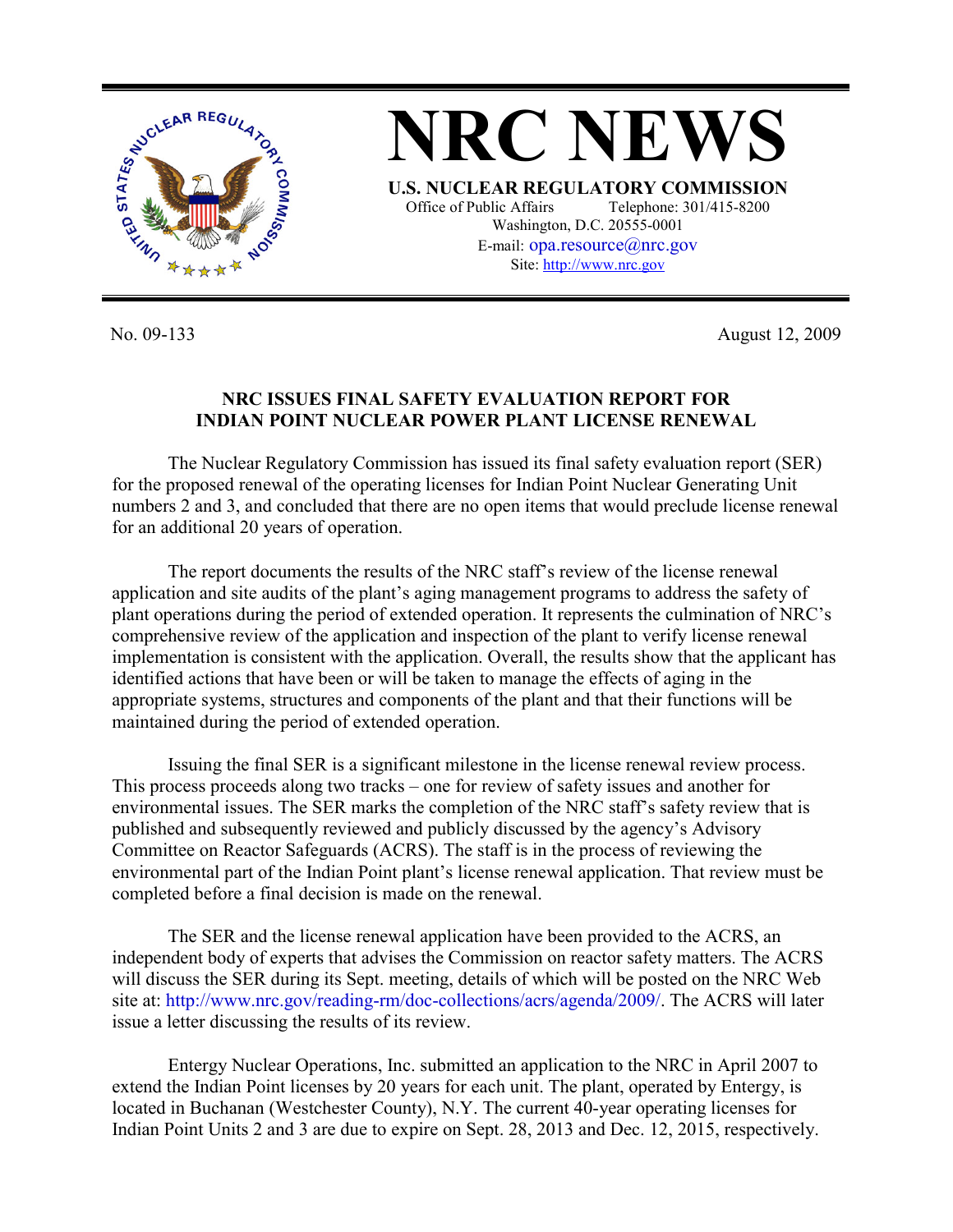# NRC NEWS

**U.S. NUCLEAR REGULATORY COMMISSION**

Office of Public Affairs    Telephone: 301/415-8200
Washington, D.C. 20555-0001
E-mail: opa.resource@nrc.gov
Site: http://www.nrc.gov

No. 09-133    August 12, 2009

## NRC ISSUES FINAL SAFETY EVALUATION REPORT FOR INDIAN POINT NUCLEAR POWER PLANT LICENSE RENEWAL

The Nuclear Regulatory Commission has issued its final safety evaluation report (SER) for the proposed renewal of the operating licenses for Indian Point Nuclear Generating Unit numbers 2 and 3, and concluded that there are no open items that would preclude license renewal for an additional 20 years of operation.

The report documents the results of the NRC staff's review of the license renewal application and site audits of the plant's aging management programs to address the safety of plant operations during the period of extended operation. It represents the culmination of NRC's comprehensive review of the application and inspection of the plant to verify license renewal implementation is consistent with the application. Overall, the results show that the applicant has identified actions that have been or will be taken to manage the effects of aging in the appropriate systems, structures and components of the plant and that their functions will be maintained during the period of extended operation.

Issuing the final SER is a significant milestone in the license renewal review process. This process proceeds along two tracks – one for review of safety issues and another for environmental issues. The SER marks the completion of the NRC staff's safety review that is published and subsequently reviewed and publicly discussed by the agency's Advisory Committee on Reactor Safeguards (ACRS). The staff is in the process of reviewing the environmental part of the Indian Point plant's license renewal application. That review must be completed before a final decision is made on the renewal.

The SER and the license renewal application have been provided to the ACRS, an independent body of experts that advises the Commission on reactor safety matters. The ACRS will discuss the SER during its Sept. meeting, details of which will be posted on the NRC Web site at: http://www.nrc.gov/reading-rm/doc-collections/acrs/agenda/2009/. The ACRS will later issue a letter discussing the results of its review.

Entergy Nuclear Operations, Inc. submitted an application to the NRC in April 2007 to extend the Indian Point licenses by 20 years for each unit. The plant, operated by Entergy, is located in Buchanan (Westchester County), N.Y. The current 40-year operating licenses for Indian Point Units 2 and 3 are due to expire on Sept. 28, 2013 and Dec. 12, 2015, respectively.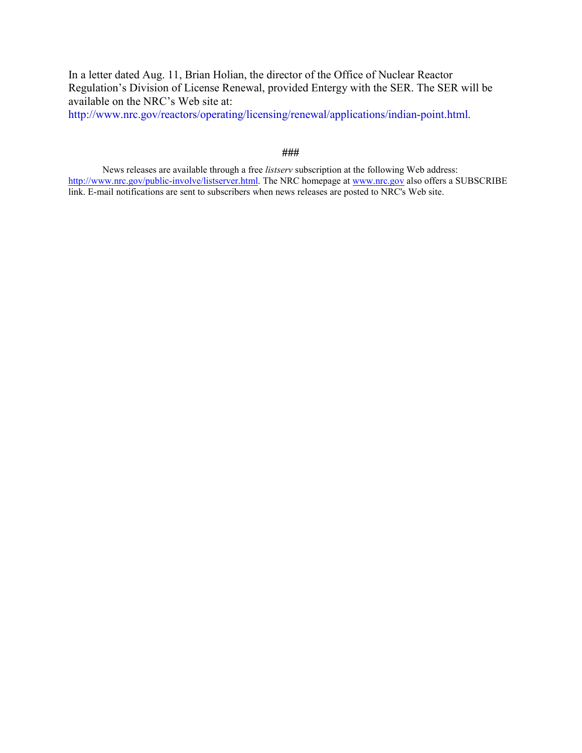In a letter dated Aug. 11, Brian Holian, the director of the Office of Nuclear Reactor Regulation's Division of License Renewal, provided Entergy with the SER. The SER will be available on the NRC's Web site at: http://www.nrc.gov/reactors/operating/licensing/renewal/applications/indian-point.html.

###

News releases are available through a free *listserv* subscription at the following Web address: http://www.nrc.gov/public-involve/listserver.html. The NRC homepage at www.nrc.gov also offers a SUBSCRIBE link. E-mail notifications are sent to subscribers when news releases are posted to NRC's Web site.